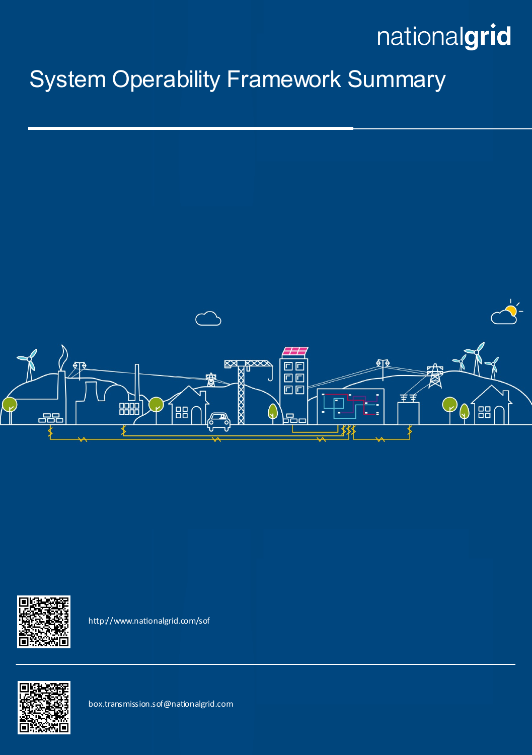nationalgrid

# System Operability Framework Summary

http://www.nationalgrid.com/sof

box.transmission.sof@nationalgrid.com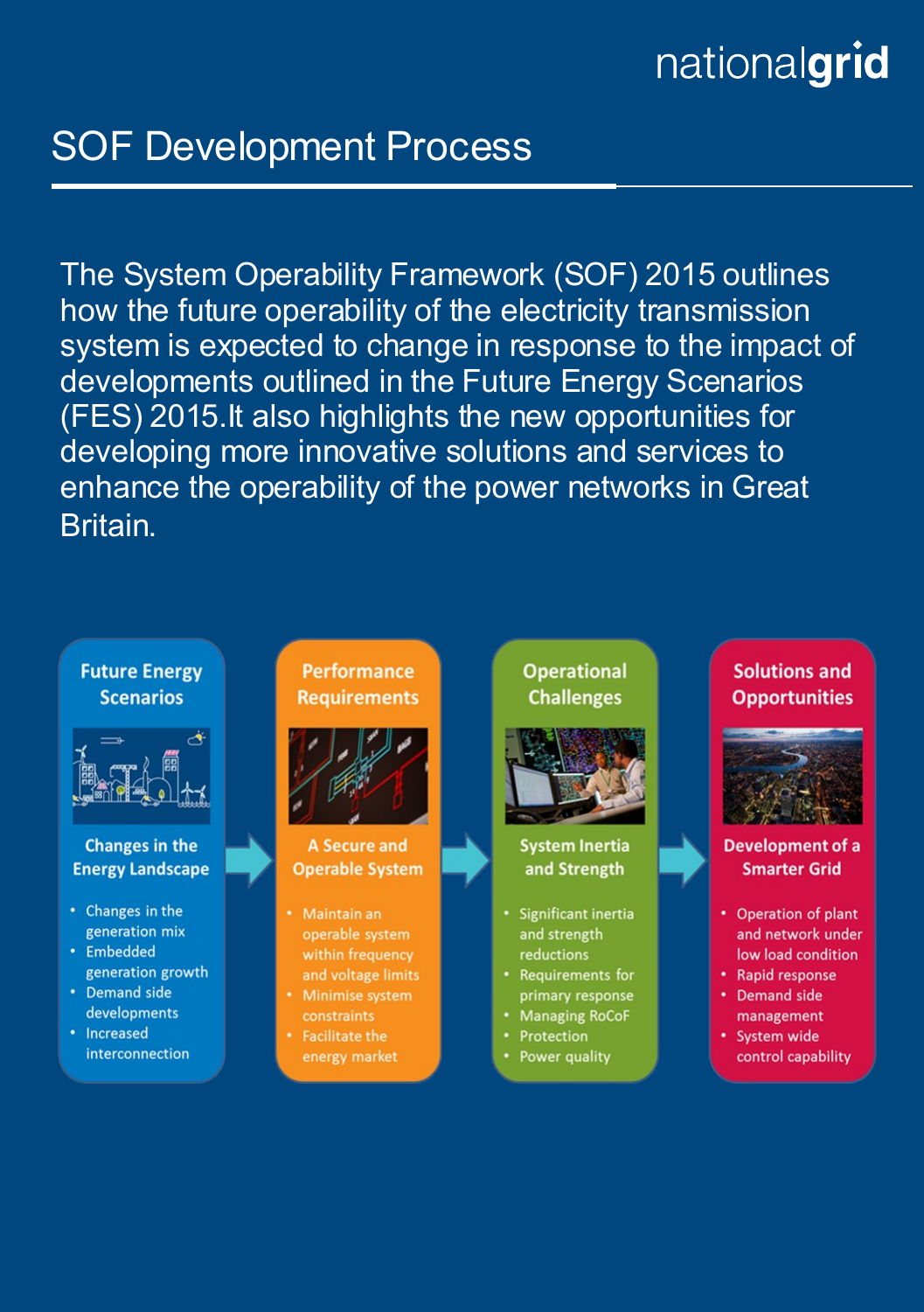# SOF Development Process

The System Operability Framework (SOF) 2015 outlines how the future operability of the electricity transmission system is expected to change in response to the impact of developments outlined in the Future Energy Scenarios (FES) 2015.It also highlights the new opportunities for developing more innovative solutions and services to enhance the operability of the power networks in Great Britain.

### Future Energy Scenarios

**Changes in the Energy Landscape**

- Changes in the generation mix
- Embedded generation growth
- Demand side developments
- Increased interconnection

### Performance Requirements

**A Secure and Operable System**

- Maintain an operable system within frequency and voltage limits
- Minimise system constraints
- Facilitate the energy market

### Operational Challenges

**System Inertia and Strength**

- Significant inertia and strength reductions
- Requirements for primary response
- Managing RoCoF
- Protection
- Power quality

### Solutions and Opportunities

**Development of a Smarter Grid**

- Operation of plant and network under low load condition
- Rapid response
- Demand side management
- System wide control capability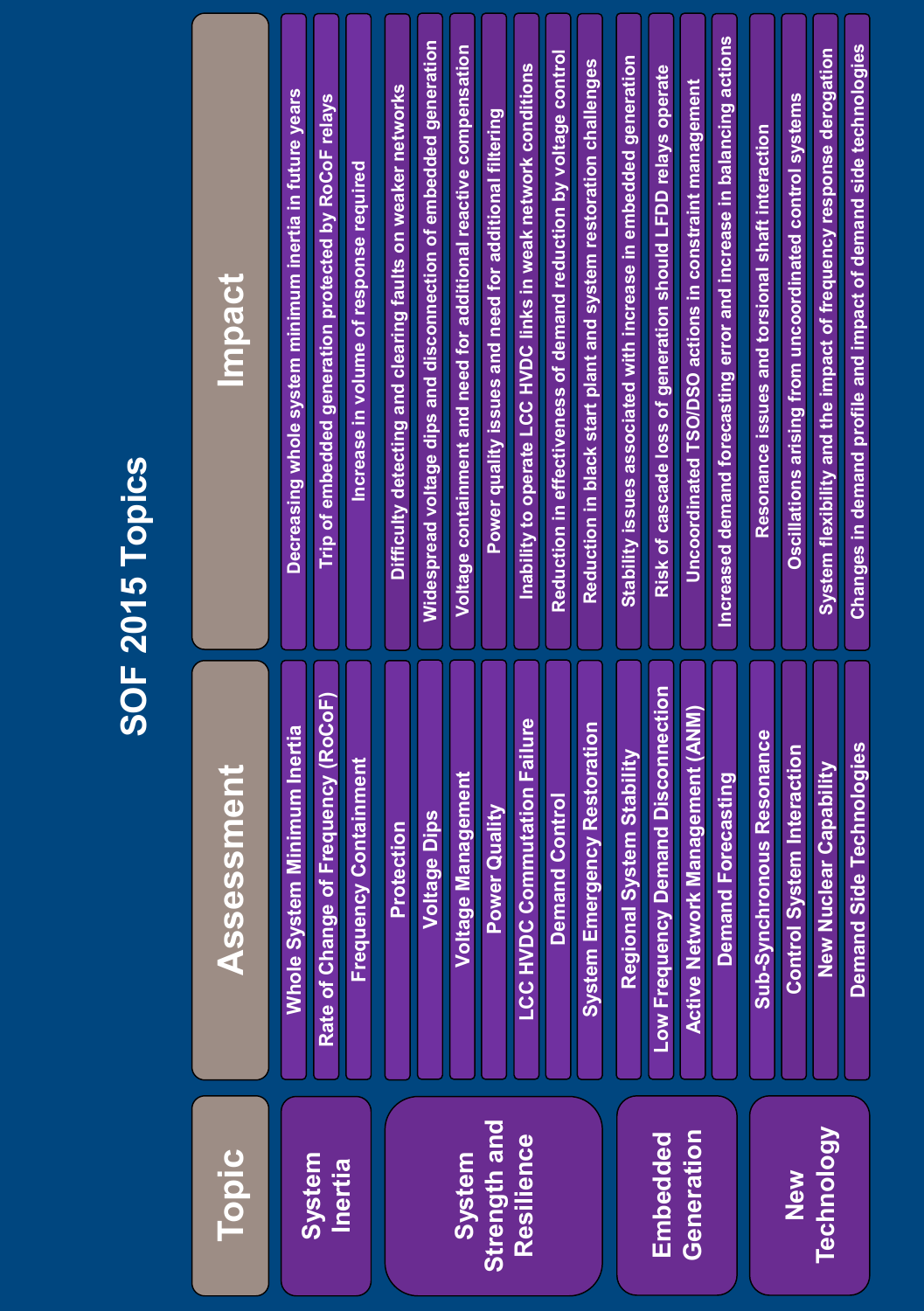# SOF 2015 Topics

| Topic | Assessment | Impact |
| --- | --- | --- |
| System Inertia | Whole System Minimum Inertia | Decreasing whole system minimum inertia in future years |
| | Rate of Change of Frequency (RoCoF) | Trip of embedded generation protected by RoCoF relays |
| | Frequency Containment | Increase in volume of response required |
| System Strength and Resilience | Protection | Difficulty detecting and clearing faults on weaker networks |
| | Voltage Dips | Widespread voltage dips and disconnection of embedded generation |
| | Voltage Management | Voltage containment and need for additional reactive compensation |
| | Power Quality | Power quality issues and need for additional filtering |
| | LCC HVDC Commutation Failure | Inability to operate LCC HVDC links in weak network conditions |
| | Demand Control | Reduction in effectiveness of demand reduction by voltage control |
| | System Emergency Restoration | Reduction in black start plant and system restoration challenges |
| Embedded Generation | Regional System Stability | Stability issues associated with increase in embedded generation |
| | Low Frequency Demand Disconnection | Risk of cascade loss of generation should LFDD relays operate |
| | Active Network Management (ANM) | Uncoordinated TSO/DSO actions in constraint management |
| | Demand Forecasting | Increased demand forecasting error and increase in balancing actions |
| New Technology | Sub-Synchronous Resonance | Resonance issues and torsional shaft interaction |
| | Control System Interaction | Oscillations arising from uncoordinated control systems |
| | New Nuclear Capability | System flexibility and the impact of frequency response derogation |
| | Demand Side Technologies | Changes in demand profile and impact of demand side technologies |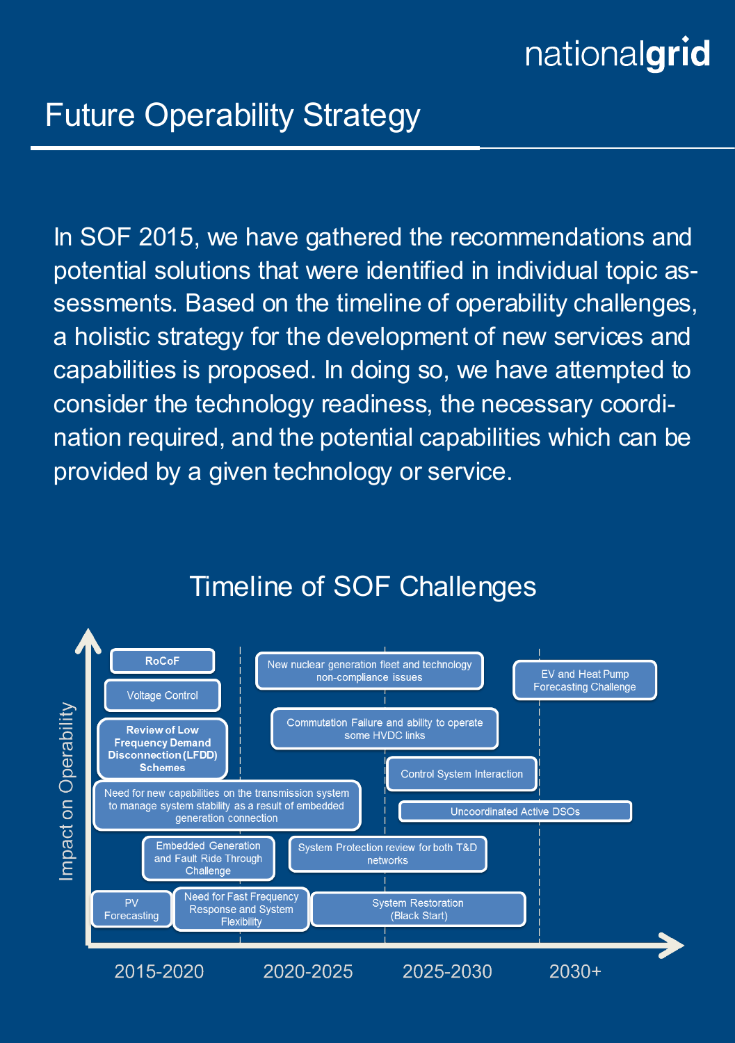# Future Operability Strategy

In SOF 2015, we have gathered the recommendations and potential solutions that were identified in individual topic assessments. Based on the timeline of operability challenges, a holistic strategy for the development of new services and capabilities is proposed. In doing so, we have attempted to consider the technology readiness, the necessary coordination required, and the potential capabilities which can be provided by a given technology or service.

## Timeline of SOF Challenges

Impact on Operability

**2015-2020**

- **RoCoF**
- Voltage Control
- **Review of Low Frequency Demand Disconnection (LFDD) Schemes**
- Need for new capabilities on the transmission system to manage system stability as a result of embedded generation connection
- Embedded Generation and Fault Ride Through Challenge
- PV Forecasting
- Need for Fast Frequency Response and System Flexibility

**2020-2025**

- New nuclear generation fleet and technology non-compliance issues
- Commutation Failure and ability to operate some HVDC links
- System Protection review for both T&D networks
- System Restoration (Black Start)

**2025-2030**

- Control System Interaction
- Uncoordinated Active DSOs

**2030+**

- EV and Heat Pump Forecasting Challenge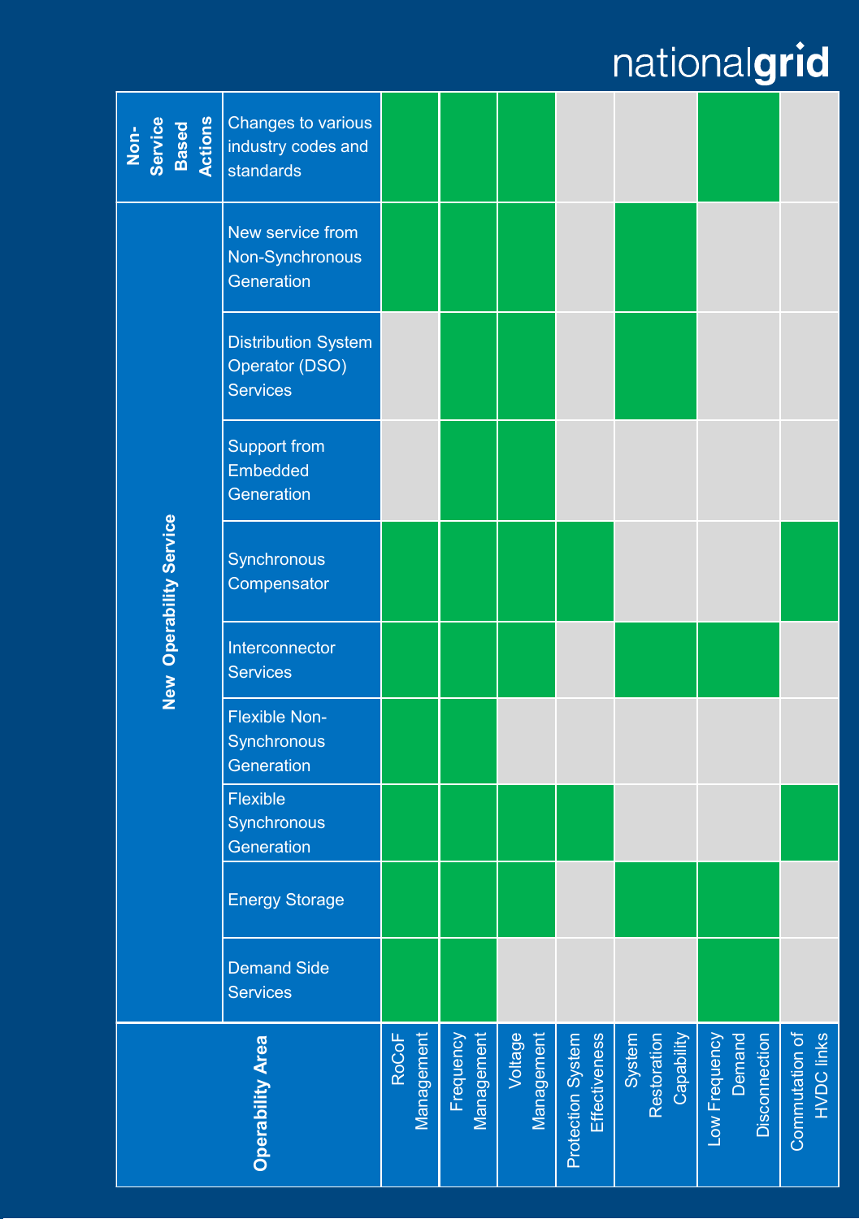| | Operability Area | RoCoF Management | Frequency Management | Voltage Management | Protection System Effectiveness | System Restoration Capability | Low Frequency Demand Disconnection | Commutation of HVDC links |
|---|---|---|---|---|---|---|---|---|
| Non-Service Based Actions | Changes to various industry codes and standards | ✓ | ✓ | ✓ | | | ✓ | |
| New Operability Service | New service from Non-Synchronous Generation | ✓ | ✓ | ✓ | | ✓ | | |
| | Distribution System Operator (DSO) Services | | ✓ | ✓ | | ✓ | | |
| | Support from Embedded Generation | | ✓ | ✓ | | | | |
| | Synchronous Compensator | ✓ | ✓ | ✓ | ✓ | | | ✓ |
| | Interconnector Services | ✓ | ✓ | ✓ | | ✓ | ✓ | |
| | Flexible Non-Synchronous Generation | ✓ | ✓ | | | | | |
| | Flexible Synchronous Generation | ✓ | ✓ | ✓ | ✓ | | | ✓ |
| | Energy Storage | ✓ | ✓ | ✓ | | ✓ | ✓ | |
| | Demand Side Services | ✓ | ✓ | | | | ✓ | |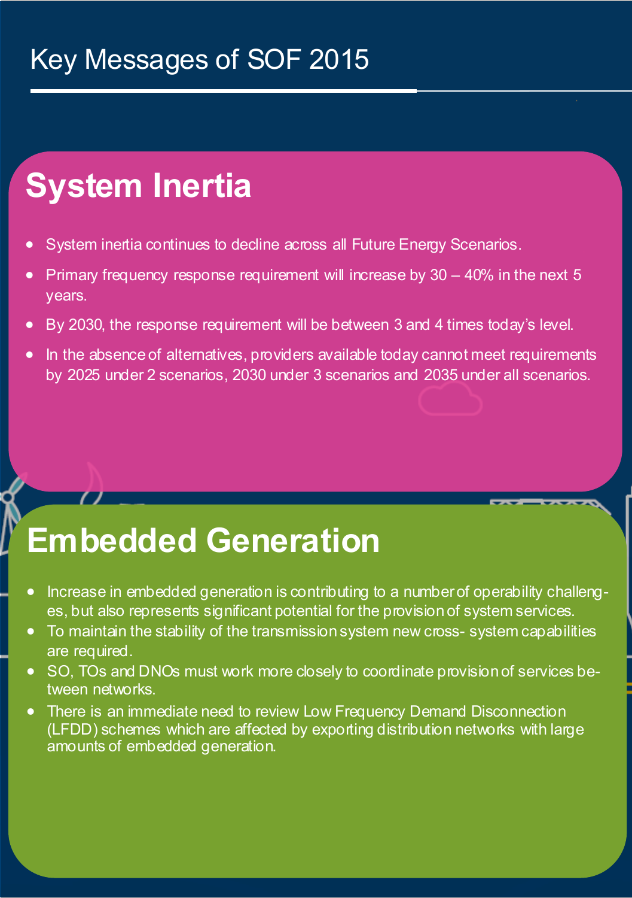# Key Messages of SOF 2015

## System Inertia

- System inertia continues to decline across all Future Energy Scenarios.
- Primary frequency response requirement will increase by 30 – 40% in the next 5 years.
- By 2030, the response requirement will be between 3 and 4 times today's level.
- In the absence of alternatives, providers available today cannot meet requirements by 2025 under 2 scenarios, 2030 under 3 scenarios and 2035 under all scenarios.

## Embedded Generation

- Increase in embedded generation is contributing to a number of operability challenges, but also represents significant potential for the provision of system services.
- To maintain the stability of the transmission system new cross- system capabilities are required.
- SO, TOs and DNOs must work more closely to coordinate provision of services between networks.
- There is an immediate need to review Low Frequency Demand Disconnection (LFDD) schemes which are affected by exporting distribution networks with large amounts of embedded generation.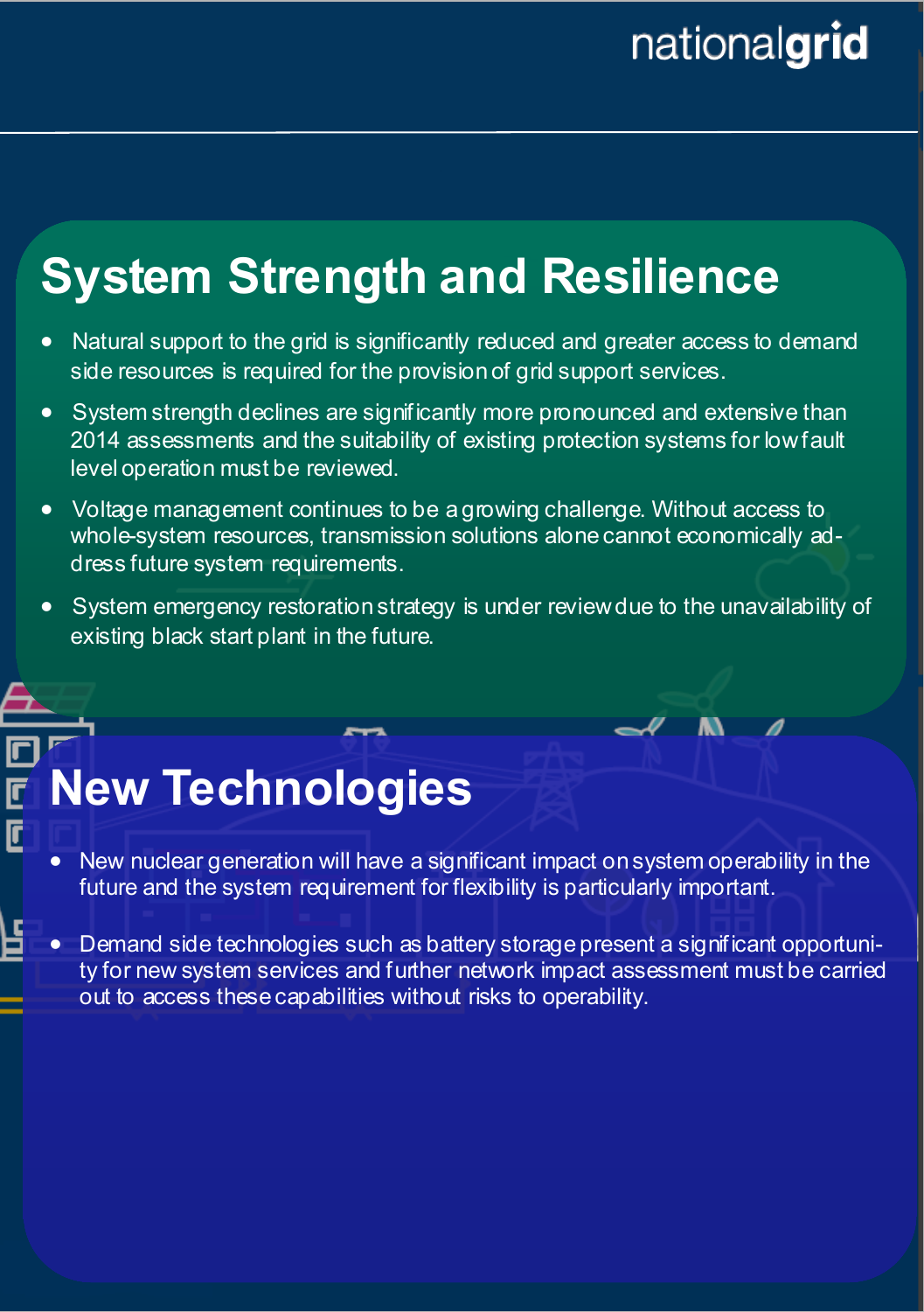## System Strength and Resilience

- Natural support to the grid is significantly reduced and greater access to demand side resources is required for the provision of grid support services.
- System strength declines are significantly more pronounced and extensive than 2014 assessments and the suitability of existing protection systems for low fault level operation must be reviewed.
- Voltage management continues to be a growing challenge. Without access to whole-system resources, transmission solutions alone cannot economically address future system requirements.
- System emergency restoration strategy is under review due to the unavailability of existing black start plant in the future.

## New Technologies

- New nuclear generation will have a significant impact on system operability in the future and the system requirement for flexibility is particularly important.
- Demand side technologies such as battery storage present a significant opportunity for new system services and further network impact assessment must be carried out to access these capabilities without risks to operability.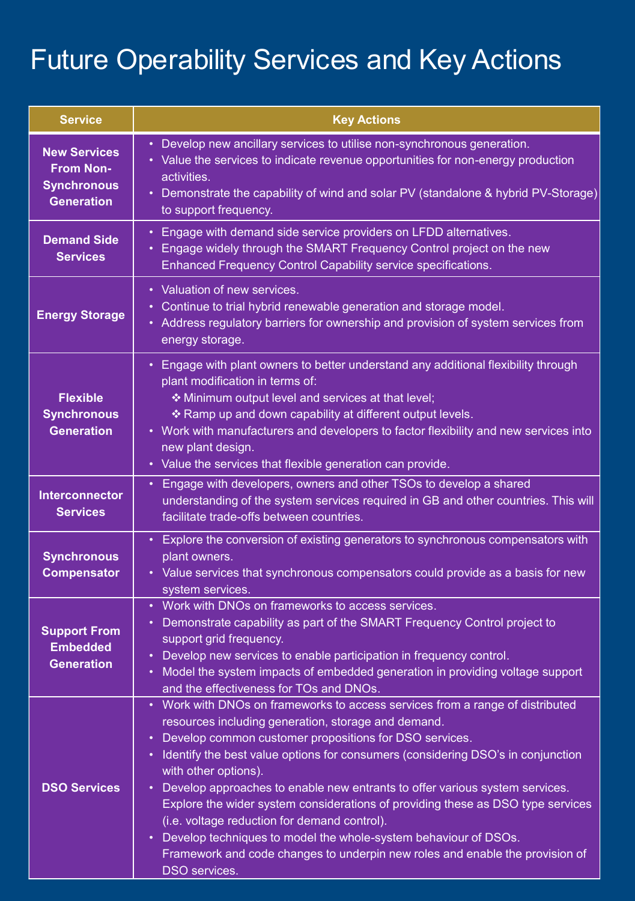# Future Operability Services and Key Actions

| Service | Key Actions |
| --- | --- |
| **New Services From Non-Synchronous Generation** | • Develop new ancillary services to utilise non-synchronous generation.<br>• Value the services to indicate revenue opportunities for non-energy production activities.<br>• Demonstrate the capability of wind and solar PV (standalone & hybrid PV-Storage) to support frequency. |
| **Demand Side Services** | • Engage with demand side service providers on LFDD alternatives.<br>• Engage widely through the SMART Frequency Control project on the new Enhanced Frequency Control Capability service specifications. |
| **Energy Storage** | • Valuation of new services.<br>• Continue to trial hybrid renewable generation and storage model.<br>• Address regulatory barriers for ownership and provision of system services from energy storage. |
| **Flexible Synchronous Generation** | • Engage with plant owners to better understand any additional flexibility through plant modification in terms of:<br>❖ Minimum output level and services at that level;<br>❖ Ramp up and down capability at different output levels.<br>• Work with manufacturers and developers to factor flexibility and new services into new plant design.<br>• Value the services that flexible generation can provide. |
| **Interconnector Services** | • Engage with developers, owners and other TSOs to develop a shared understanding of the system services required in GB and other countries. This will facilitate trade-offs between countries. |
| **Synchronous Compensator** | • Explore the conversion of existing generators to synchronous compensators with plant owners.<br>• Value services that synchronous compensators could provide as a basis for new system services. |
| **Support From Embedded Generation** | • Work with DNOs on frameworks to access services.<br>• Demonstrate capability as part of the SMART Frequency Control project to support grid frequency.<br>• Develop new services to enable participation in frequency control.<br>• Model the system impacts of embedded generation in providing voltage support and the effectiveness for TOs and DNOs. |
| **DSO Services** | • Work with DNOs on frameworks to access services from a range of distributed resources including generation, storage and demand.<br>• Develop common customer propositions for DSO services.<br>• Identify the best value options for consumers (considering DSO's in conjunction with other options).<br>• Develop approaches to enable new entrants to offer various system services. Explore the wider system considerations of providing these as DSO type services (i.e. voltage reduction for demand control).<br>• Develop techniques to model the whole-system behaviour of DSOs. Framework and code changes to underpin new roles and enable the provision of DSO services. |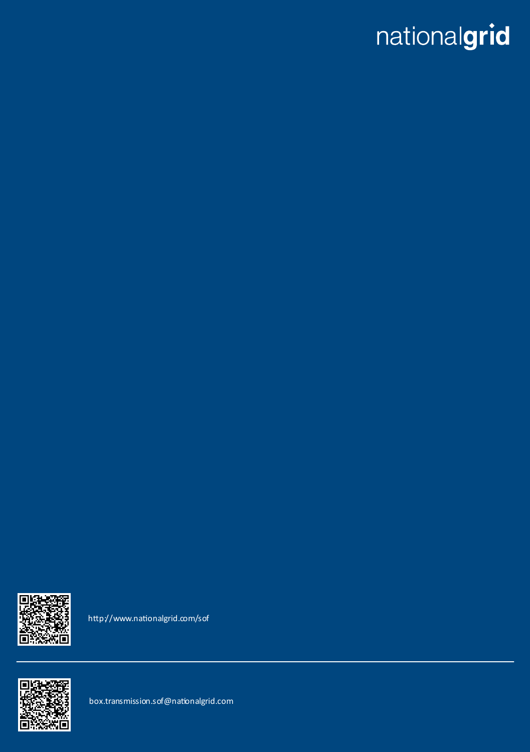nationalgrid

http://www.nationalgrid.com/sof

box.transmission.sof@nationalgrid.com